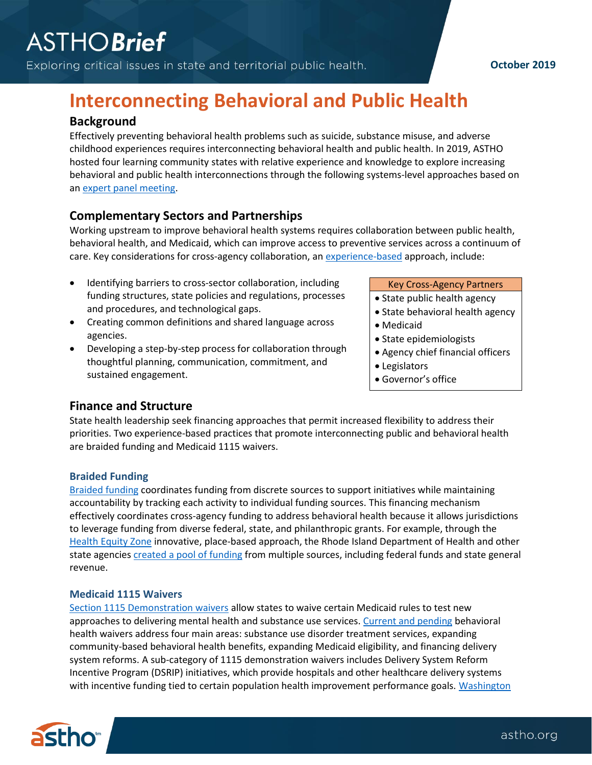# Interconnecting Behavioral and Public Health

## Background

Effectively preventing behavioral health problems such as suicide, substance misuse, and adverse childhood experiences requires interconnecting behavioral health and public health. In 2019, ASTHO hosted four learning community states with relative experience and knowledge to explore increasing behavioral and public health interconnections through the following systems-level approaches based on an expert panel meeting.

## Complementary Sectors and Partnerships

Working upstream to improve behavioral health systems requires collaboration between public health, behavioral health, and Medicaid, which can improve access to preventive services across a continuum of care. Key considerations for cross-agency collaboration, an experience-based approach, include:

- Identifying barriers to cross-sector collaboration, including funding structures, state policies and regulations, processes and procedures, and technological gaps.
- Creating common definitions and shared language across agencies.
- Developing a step-by-step process for collaboration through thoughtful planning, communication, commitment, and sustained engagement.

| Key Cross-Agency Partners |
| --- |
| • State public health agency<br>• State behavioral health agency<br>• Medicaid<br>• State epidemiologists<br>• Agency chief financial officers<br>• Legislators<br>• Governor's office |

## Finance and Structure

State health leadership seek financing approaches that permit increased flexibility to address their priorities. Two experience-based practices that promote interconnecting public and behavioral health are braided funding and Medicaid 1115 waivers.

### Braided Funding

Braided funding coordinates funding from discrete sources to support initiatives while maintaining accountability by tracking each activity to individual funding sources. This financing mechanism effectively coordinates cross-agency funding to address behavioral health because it allows jurisdictions to leverage funding from diverse federal, state, and philanthropic grants. For example, through the Health Equity Zone innovative, place-based approach, the Rhode Island Department of Health and other state agencies created a pool of funding from multiple sources, including federal funds and state general revenue.

### Medicaid 1115 Waivers

Section 1115 Demonstration waivers allow states to waive certain Medicaid rules to test new approaches to delivering mental health and substance use services. Current and pending behavioral health waivers address four main areas: substance use disorder treatment services, expanding community-based behavioral health benefits, expanding Medicaid eligibility, and financing delivery system reforms. A sub-category of 1115 demonstration waivers includes Delivery System Reform Incentive Program (DSRIP) initiatives, which provide hospitals and other healthcare delivery systems with incentive funding tied to certain population health improvement performance goals. Washington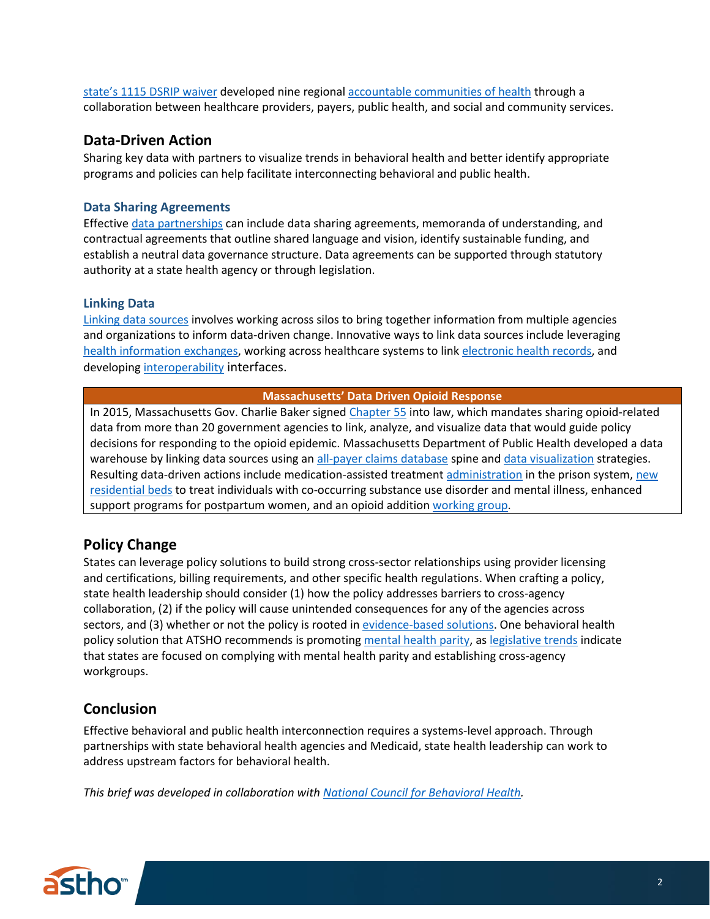state's 1115 DSRIP waiver developed nine regional accountable communities of health through a collaboration between healthcare providers, payers, public health, and social and community services.

## Data-Driven Action

Sharing key data with partners to visualize trends in behavioral health and better identify appropriate programs and policies can help facilitate interconnecting behavioral and public health.

### Data Sharing Agreements

Effective data partnerships can include data sharing agreements, memoranda of understanding, and contractual agreements that outline shared language and vision, identify sustainable funding, and establish a neutral data governance structure. Data agreements can be supported through statutory authority at a state health agency or through legislation.

### Linking Data

Linking data sources involves working across silos to bring together information from multiple agencies and organizations to inform data-driven change. Innovative ways to link data sources include leveraging health information exchanges, working across healthcare systems to link electronic health records, and developing interoperability interfaces.

| Massachusetts' Data Driven Opioid Response |
|---|
| In 2015, Massachusetts Gov. Charlie Baker signed Chapter 55 into law, which mandates sharing opioid-related data from more than 20 government agencies to link, analyze, and visualize data that would guide policy decisions for responding to the opioid epidemic. Massachusetts Department of Public Health developed a data warehouse by linking data sources using an all-payer claims database spine and data visualization strategies. Resulting data-driven actions include medication-assisted treatment administration in the prison system, new residential beds to treat individuals with co-occurring substance use disorder and mental illness, enhanced support programs for postpartum women, and an opioid addition working group. |

## Policy Change

States can leverage policy solutions to build strong cross-sector relationships using provider licensing and certifications, billing requirements, and other specific health regulations. When crafting a policy, state health leadership should consider (1) how the policy addresses barriers to cross-agency collaboration, (2) if the policy will cause unintended consequences for any of the agencies across sectors, and (3) whether or not the policy is rooted in evidence-based solutions. One behavioral health policy solution that ATSHO recommends is promoting mental health parity, as legislative trends indicate that states are focused on complying with mental health parity and establishing cross-agency workgroups.

## Conclusion

Effective behavioral and public health interconnection requires a systems-level approach. Through partnerships with state behavioral health agencies and Medicaid, state health leadership can work to address upstream factors for behavioral health.

*This brief was developed in collaboration with National Council for Behavioral Health.*